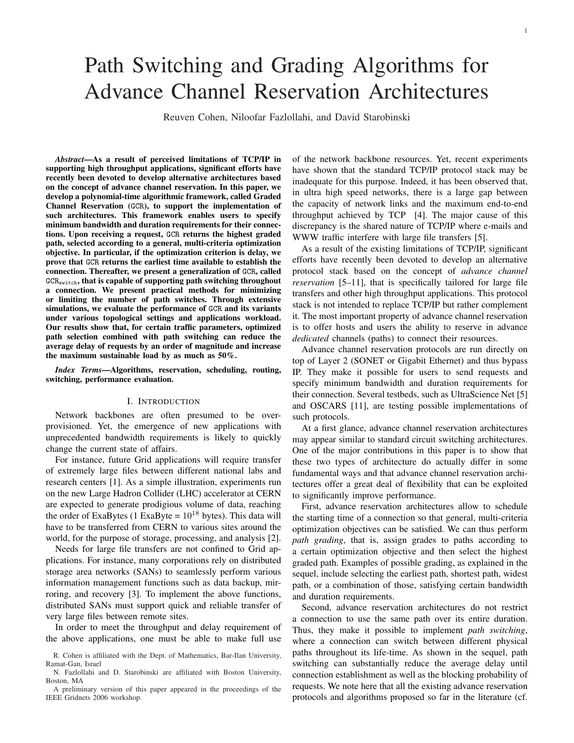# Path Switching and Grading Algorithms for Advance Channel Reservation Architectures

Reuven Cohen, Niloofar Fazlollahi, and David Starobinski

***Abstract*—As a result of perceived limitations of TCP/IP in supporting high throughput applications, significant efforts have recently been devoted to develop alternative architectures based on the concept of advance channel reservation. In this paper, we develop a polynomial-time algorithmic framework, called Graded Channel Reservation (GCR), to support the implementation of such architectures. This framework enables users to specify minimum bandwidth and duration requirements for their connections. Upon receiving a request, GCR returns the highest graded path, selected according to a general, multi-criteria optimization objective. In particular, if the optimization criterion is delay, we prove that GCR returns the earliest time available to establish the connection. Thereafter, we present a generalization of GCR, called $\text{GCR}_{\text{switch}}$, that is capable of supporting path switching throughout a connection. We present practical methods for minimizing or limiting the number of path switches. Through extensive simulations, we evaluate the performance of GCR and its variants under various topological settings and applications workload. Our results show that, for certain traffic parameters, optimized path selection combined with path switching can reduce the average delay of requests by an order of magnitude and increase the maximum sustainable load by as much as 50%.**

***Index Terms*—Algorithms, reservation, scheduling, routing, switching, performance evaluation.**

## I. Introduction

Network backbones are often presumed to be over-provisioned. Yet, the emergence of new applications with unprecedented bandwidth requirements is likely to quickly change the current state of affairs.

For instance, future Grid applications will require transfer of extremely large files between different national labs and research centers [1]. As a simple illustration, experiments run on the new Large Hadron Collider (LHC) accelerator at CERN are expected to generate prodigious volume of data, reaching the order of ExaBytes (1 ExaByte = $10^{18}$ bytes). This data will have to be transferred from CERN to various sites around the world, for the purpose of storage, processing, and analysis [2].

Needs for large file transfers are not confined to Grid applications. For instance, many corporations rely on distributed storage area networks (SANs) to seamlessly perform various information management functions such as data backup, mirroring, and recovery [3]. To implement the above functions, distributed SANs must support quick and reliable transfer of very large files between remote sites.

In order to meet the throughput and delay requirement of the above applications, one must be able to make full use of the network backbone resources. Yet, recent experiments have shown that the standard TCP/IP protocol stack may be inadequate for this purpose. Indeed, it has been observed that, in ultra high speed networks, there is a large gap between the capacity of network links and the maximum end-to-end throughput achieved by TCP [4]. The major cause of this discrepancy is the shared nature of TCP/IP where e-mails and WWW traffic interfere with large file transfers [5].

As a result of the existing limitations of TCP/IP, significant efforts have recently been devoted to develop an alternative protocol stack based on the concept of *advance channel reservation* [5–11], that is specifically tailored for large file transfers and other high throughput applications. This protocol stack is not intended to replace TCP/IP but rather complement it. The most important property of advance channel reservation is to offer hosts and users the ability to reserve in advance *dedicated* channels (paths) to connect their resources.

Advance channel reservation protocols are run directly on top of Layer 2 (SONET or Gigabit Ethernet) and thus bypass IP. They make it possible for users to send requests and specify minimum bandwidth and duration requirements for their connection. Several testbeds, such as UltraScience Net [5] and OSCARS [11], are testing possible implementations of such protocols.

At a first glance, advance channel reservation architectures may appear similar to standard circuit switching architectures. One of the major contributions in this paper is to show that these two types of architecture do actually differ in some fundamental ways and that advance channel reservation architectures offer a great deal of flexibility that can be exploited to significantly improve performance.

First, advance reservation architectures allow to schedule the starting time of a connection so that general, multi-criteria optimization objectives can be satisfied. We can thus perform *path grading*, that is, assign grades to paths according to a certain optimization objective and then select the highest graded path. Examples of possible grading, as explained in the sequel, include selecting the earliest path, shortest path, widest path, or a combination of those, satisfying certain bandwidth and duration requirements.

Second, advance reservation architectures do not restrict a connection to use the same path over its entire duration. Thus, they make it possible to implement *path switching*, where a connection can switch between different physical paths throughout its life-time. As shown in the sequel, path switching can substantially reduce the average delay until connection establishment as well as the blocking probability of requests. We note here that all the existing advance reservation protocols and algorithms proposed so far in the literature (cf.

R. Cohen is affiliated with the Dept. of Mathematics, Bar-Ilan University, Ramat-Gan, Israel

N. Fazlollahi and D. Starobinski are affiliated with Boston University, Boston, MA

A preliminary version of this paper appeared in the proceedings of the IEEE Gridnets 2006 workshop.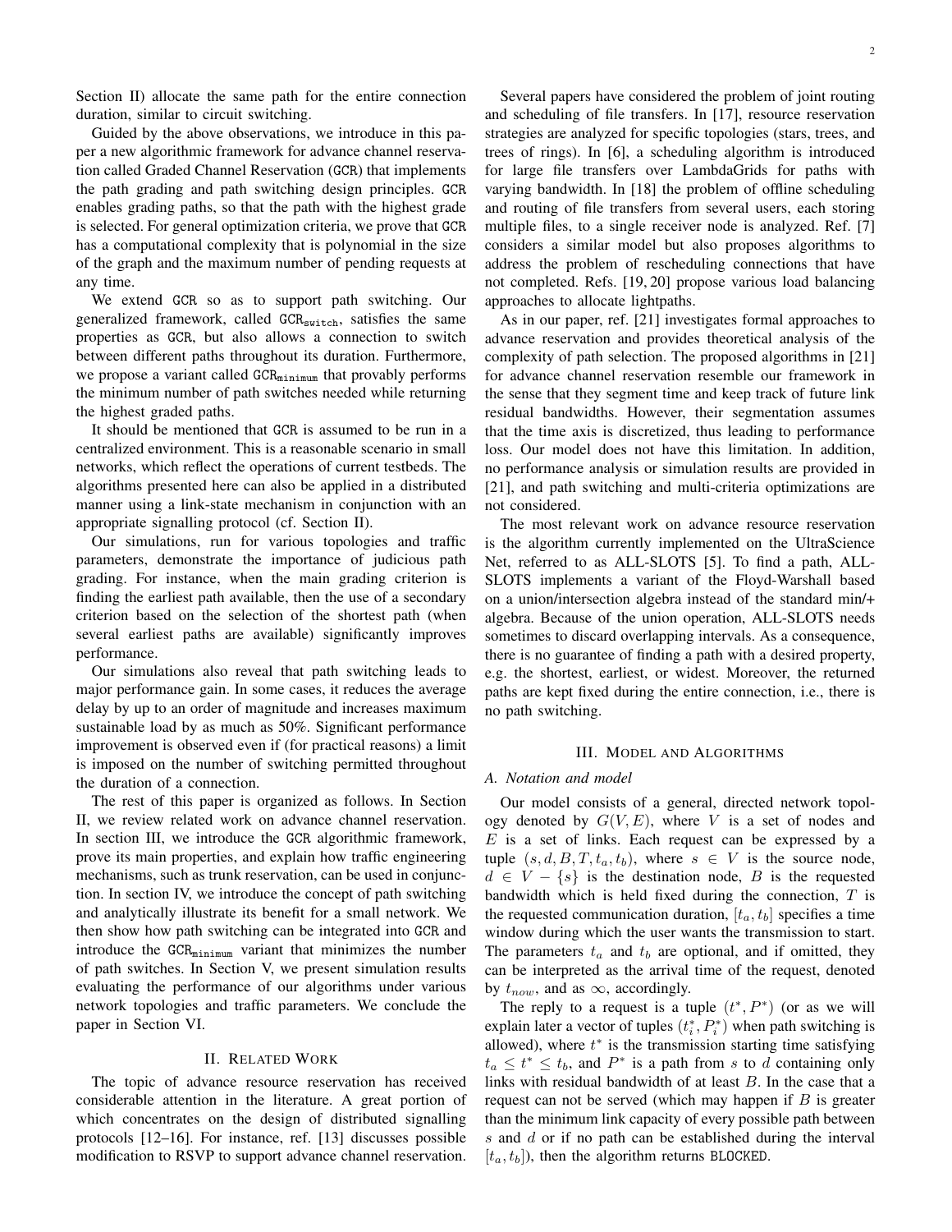Section II) allocate the same path for the entire connection duration, similar to circuit switching.

Guided by the above observations, we introduce in this paper a new algorithmic framework for advance channel reservation called Graded Channel Reservation (GCR) that implements the path grading and path switching design principles. GCR enables grading paths, so that the path with the highest grade is selected. For general optimization criteria, we prove that GCR has a computational complexity that is polynomial in the size of the graph and the maximum number of pending requests at any time.

We extend GCR so as to support path switching. Our generalized framework, called $\text{GCR}_{\text{switch}}$, satisfies the same properties as GCR, but also allows a connection to switch between different paths throughout its duration. Furthermore, we propose a variant called $\text{GCR}_{\text{minimum}}$ that provably performs the minimum number of path switches needed while returning the highest graded paths.

It should be mentioned that GCR is assumed to be run in a centralized environment. This is a reasonable scenario in small networks, which reflect the operations of current testbeds. The algorithms presented here can also be applied in a distributed manner using a link-state mechanism in conjunction with an appropriate signalling protocol (cf. Section II).

Our simulations, run for various topologies and traffic parameters, demonstrate the importance of judicious path grading. For instance, when the main grading criterion is finding the earliest path available, then the use of a secondary criterion based on the selection of the shortest path (when several earliest paths are available) significantly improves performance.

Our simulations also reveal that path switching leads to major performance gain. In some cases, it reduces the average delay by up to an order of magnitude and increases maximum sustainable load by as much as 50%. Significant performance improvement is observed even if (for practical reasons) a limit is imposed on the number of switching permitted throughout the duration of a connection.

The rest of this paper is organized as follows. In Section II, we review related work on advance channel reservation. In section III, we introduce the GCR algorithmic framework, prove its main properties, and explain how traffic engineering mechanisms, such as trunk reservation, can be used in conjunction. In section IV, we introduce the concept of path switching and analytically illustrate its benefit for a small network. We then show how path switching can be integrated into GCR and introduce the $\text{GCR}_{\text{minimum}}$ variant that minimizes the number of path switches. In Section V, we present simulation results evaluating the performance of our algorithms under various network topologies and traffic parameters. We conclude the paper in Section VI.

## II. Related Work

The topic of advance resource reservation has received considerable attention in the literature. A great portion of which concentrates on the design of distributed signalling protocols [12–16]. For instance, ref. [13] discusses possible modification to RSVP to support advance channel reservation.

Several papers have considered the problem of joint routing and scheduling of file transfers. In [17], resource reservation strategies are analyzed for specific topologies (stars, trees, and trees of rings). In [6], a scheduling algorithm is introduced for large file transfers over LambdaGrids for paths with varying bandwidth. In [18] the problem of offline scheduling and routing of file transfers from several users, each storing multiple files, to a single receiver node is analyzed. Ref. [7] considers a similar model but also proposes algorithms to address the problem of rescheduling connections that have not completed. Refs. [19, 20] propose various load balancing approaches to allocate lightpaths.

As in our paper, ref. [21] investigates formal approaches to advance reservation and provides theoretical analysis of the complexity of path selection. The proposed algorithms in [21] for advance channel reservation resemble our framework in the sense that they segment time and keep track of future link residual bandwidths. However, their segmentation assumes that the time axis is discretized, thus leading to performance loss. Our model does not have this limitation. In addition, no performance analysis or simulation results are provided in [21], and path switching and multi-criteria optimizations are not considered.

The most relevant work on advance resource reservation is the algorithm currently implemented on the UltraScience Net, referred to as ALL-SLOTS [5]. To find a path, ALL-SLOTS implements a variant of the Floyd-Warshall based on a union/intersection algebra instead of the standard min/+ algebra. Because of the union operation, ALL-SLOTS needs sometimes to discard overlapping intervals. As a consequence, there is no guarantee of finding a path with a desired property, e.g. the shortest, earliest, or widest. Moreover, the returned paths are kept fixed during the entire connection, i.e., there is no path switching.

## III. Model and Algorithms

### A. Notation and model

Our model consists of a general, directed network topology denoted by $G(V,E)$, where $V$ is a set of nodes and $E$ is a set of links. Each request can be expressed by a tuple $(s, d, B, T, t_a, t_b)$, where $s \in V$ is the source node, $d \in V - \{s\}$ is the destination node, $B$ is the requested bandwidth which is held fixed during the connection, $T$ is the requested communication duration, $[t_a, t_b]$ specifies a time window during which the user wants the transmission to start. The parameters $t_a$ and $t_b$ are optional, and if omitted, they can be interpreted as the arrival time of the request, denoted by $t_{now}$, and as $\infty$, accordingly.

The reply to a request is a tuple $(t^*, P^*)$ (or as we will explain later a vector of tuples $(t^*_i, P^*_i)$ when path switching is allowed), where $t^*$ is the transmission starting time satisfying $t_a \leq t^* \leq t_b$, and $P^*$ is a path from $s$ to $d$ containing only links with residual bandwidth of at least $B$. In the case that a request can not be served (which may happen if $B$ is greater than the minimum link capacity of every possible path between $s$ and $d$ or if no path can be established during the interval $[t_a, t_b]$), then the algorithm returns BLOCKED.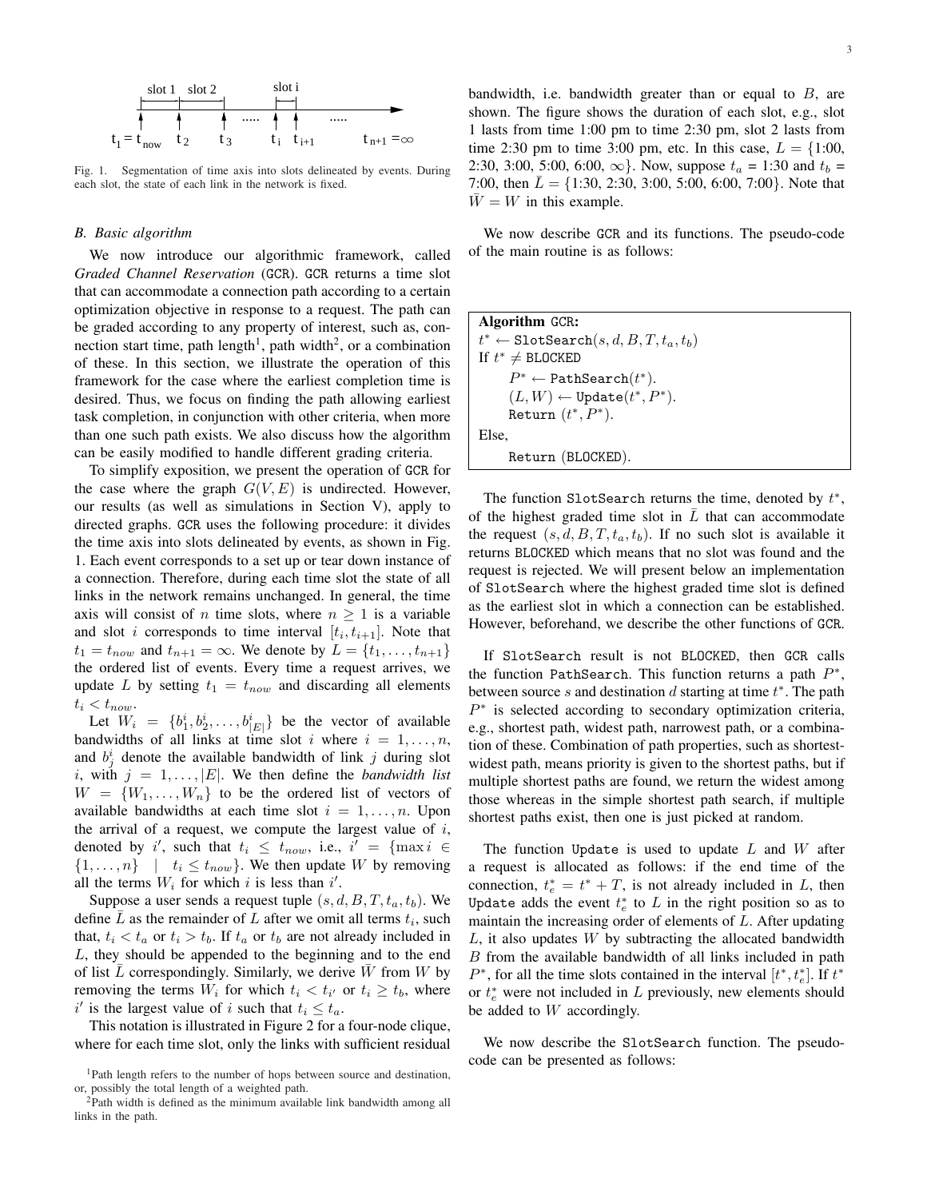slot 1 slot 2 slot i

$t_1 = t_{now}$ $t_2$ $t_3$ ..... $t_i$ $t_{i+1}$ ..... $t_{n+1} = \infty$

Fig. 1. Segmentation of time axis into slots delineated by events. During each slot, the state of each link in the network is fixed.

### B. Basic algorithm

We now introduce our algorithmic framework, called *Graded Channel Reservation* (GCR). GCR returns a time slot that can accommodate a connection path according to a certain optimization objective in response to a request. The path can be graded according to any property of interest, such as, connection start time, path length[1], path width[2], or a combination of these. In this section, we illustrate the operation of this framework for the case where the earliest completion time is desired. Thus, we focus on finding the path allowing earliest task completion, in conjunction with other criteria, when more than one such path exists. We also discuss how the algorithm can be easily modified to handle different grading criteria.

To simplify exposition, we present the operation of GCR for the case where the graph $G(V, E)$ is undirected. However, our results (as well as simulations in Section V), apply to directed graphs. GCR uses the following procedure: it divides the time axis into slots delineated by events, as shown in Fig. 1. Each event corresponds to a set up or tear down instance of a connection. Therefore, during each time slot the state of all links in the network remains unchanged. In general, the time axis will consist of $n$ time slots, where $n \geq 1$ is a variable and slot $i$ corresponds to time interval $[t_i, t_{i+1}]$. Note that $t_1 = t_{now}$ and $t_{n+1} = \infty$. We denote by $L = \{t_1, \ldots, t_{n+1}\}$ the ordered list of events. Every time a request arrives, we update $L$ by setting $t_1 = t_{now}$ and discarding all elements $t_i < t_{now}$.

Let $W_i = \{b^i_1, b^i_2, \ldots, b^i_{|E|}\}$ be the vector of available bandwidths of all links at time slot $i$ where $i = 1, \ldots, n$, and $b^i_j$ denote the available bandwidth of link $j$ during slot $i$, with $j = 1, \ldots, |E|$. We then define the *bandwidth list* $W = \{W_1, \ldots, W_n\}$ to be the ordered list of vectors of available bandwidths at each time slot $i = 1, \ldots, n$. Upon the arrival of a request, we compute the largest value of $i$, denoted by $i'$, such that $t_i \leq t_{now}$, i.e., $i' = \{\max i \in \{1, \ldots, n\} \mid t_i \leq t_{now}\}$. We then update $W$ by removing all the terms $W_i$ for which $i$ is less than $i'$.

Suppose a user sends a request tuple $(s, d, B, T, t_a, t_b)$. We define $\bar{L}$ as the remainder of $L$ after we omit all terms $t_i$, such that, $t_i < t_a$ or $t_i > t_b$. If $t_a$ or $t_b$ are not already included in $L$, they should be appended to the beginning and to the end of list $\bar{L}$ correspondingly. Similarly, we derive $\bar{W}$ from $W$ by removing the terms $W_i$ for which $t_i < t_{i'}$ or $t_i \geq t_b$, where $i'$ is the largest value of $i$ such that $t_i \leq t_a$.

This notation is illustrated in Figure 2 for a four-node clique, where for each time slot, only the links with sufficient residual bandwidth, i.e. bandwidth greater than or equal to $B$, are shown. The figure shows the duration of each slot, e.g., slot 1 lasts from time 1:00 pm to time 2:30 pm, slot 2 lasts from time 2:30 pm to time 3:00 pm, etc. In this case, $L = \{$1:00, 2:30, 3:00, 5:00, 6:00, $\infty\}$. Now, suppose $t_a$ = 1:30 and $t_b$ = 7:00, then $\bar{L} = \{$1:30, 2:30, 3:00, 5:00, 6:00, 7:00$\}$. Note that $\bar{W} = W$ in this example.

We now describe GCR and its functions. The pseudo-code of the main routine is as follows:

```
Algorithm GCR:
t* ← SlotSearch(s, d, B, T, t_a, t_b)
If t* ≠ BLOCKED
    P* ← PathSearch(t*).
    (L, W) ← Update(t*, P*).
    Return (t*, P*).
Else,
    Return (BLOCKED).
```

The function SlotSearch returns the time, denoted by $t^*$, of the highest graded time slot in $\bar{L}$ that can accommodate the request $(s, d, B, T, t_a, t_b)$. If no such slot is available it returns BLOCKED which means that no slot was found and the request is rejected. We will present below an implementation of SlotSearch where the highest graded time slot is defined as the earliest slot in which a connection can be established. However, beforehand, we describe the other functions of GCR.

If SlotSearch result is not BLOCKED, then GCR calls the function PathSearch. This function returns a path $P^*$, between source $s$ and destination $d$ starting at time $t^*$. The path $P^*$ is selected according to secondary optimization criteria, e.g., shortest path, widest path, narrowest path, or a combination of these. Combination of path properties, such as shortest-widest path, means priority is given to the shortest paths, but if multiple shortest paths are found, we return the widest among those whereas in the simple shortest path search, if multiple shortest paths exist, then one is just picked at random.

The function Update is used to update $L$ and $W$ after a request is allocated as follows: if the end time of the connection, $t^*_e = t^* + T$, is not already included in $L$, then Update adds the event $t^*_e$ to $L$ in the right position so as to maintain the increasing order of elements of $L$. After updating $L$, it also updates $W$ by subtracting the allocated bandwidth $B$ from the available bandwidth of all links included in path $P^*$, for all the time slots contained in the interval $[t^*, t^*_e]$. If $t^*$ or $t^*_e$ were not included in $L$ previously, new elements should be added to $W$ accordingly.

We now describe the SlotSearch function. The pseudo-code can be presented as follows:

[1] Path length refers to the number of hops between source and destination, or, possibly the total length of a weighted path.

[2] Path width is defined as the minimum available link bandwidth among all links in the path.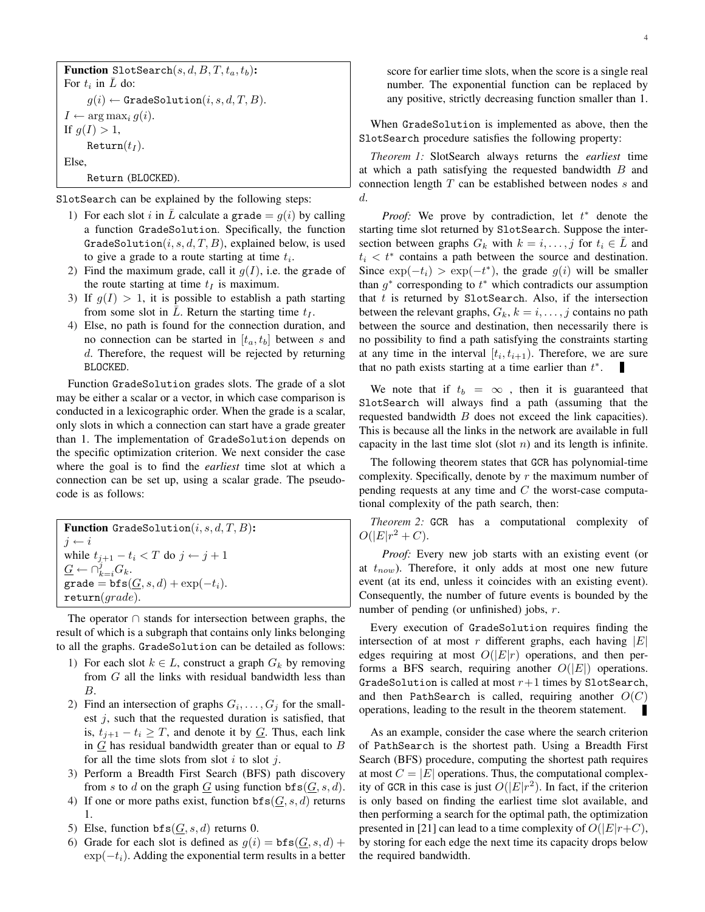```
Function SlotSearch(s, d, B, T, t_a, t_b):
For t_i in L̄ do:
    g(i) ← GradeSolution(i, s, d, T, B).
I ← arg max_i g(i).
If g(I) > 1,
    Return(t_I).
Else,
    Return (BLOCKED).
```

SlotSearch can be explained by the following steps:

1) For each slot $i$ in $\bar{L}$ calculate a grade $= g(i)$ by calling a function GradeSolution. Specifically, the function GradeSolution$(i, s, d, T, B)$, explained below, is used to give a grade to a route starting at time $t_i$.
2) Find the maximum grade, call it $g(I)$, i.e. the grade of the route starting at time $t_I$ is maximum.
3) If $g(I) > 1$, it is possible to establish a path starting from some slot in $\bar{L}$. Return the starting time $t_I$.
4) Else, no path is found for the connection duration, and no connection can be started in $[t_a, t_b]$ between $s$ and $d$. Therefore, the request will be rejected by returning BLOCKED.

Function GradeSolution grades slots. The grade of a slot may be either a scalar or a vector, in which case comparison is conducted in a lexicographic order. When the grade is a scalar, only slots in which a connection can start have a grade greater than 1. The implementation of GradeSolution depends on the specific optimization criterion. We next consider the case where the goal is to find the *earliest* time slot at which a connection can be set up, using a scalar grade. The pseudo-code is as follows:

```
Function GradeSolution(i, s, d, T, B):
j ← i
while t_{j+1} − t_i < T do j ← j + 1
G̲ ← ∩_{k=i}^{j} G_k.
grade = bfs(G̲, s, d) + exp(−t_i).
return(grade).
```

The operator $\cap$ stands for intersection between graphs, the result of which is a subgraph that contains only links belonging to all the graphs. GradeSolution can be detailed as follows:

1) For each slot $k \in L$, construct a graph $G_k$ by removing from $G$ all the links with residual bandwidth less than $B$.
2) Find an intersection of graphs $G_i, \ldots, G_j$ for the smallest $j$, such that the requested duration is satisfied, that is, $t_{j+1} - t_i \geq T$, and denote it by $\underline{G}$. Thus, each link in $\underline{G}$ has residual bandwidth greater than or equal to $B$ for all the time slots from slot $i$ to slot $j$.
3) Perform a Breadth First Search (BFS) path discovery from $s$ to $d$ on the graph $\underline{G}$ using function bfs$(\underline{G}, s, d)$.
4) If one or more paths exist, function bfs$(\underline{G}, s, d)$ returns 1.
5) Else, function bfs$(\underline{G}, s, d)$ returns 0.
6) Grade for each slot is defined as $g(i) = \text{bfs}(\underline{G}, s, d) + \exp(-t_i)$. Adding the exponential term results in a better score for earlier time slots, when the score is a single real number. The exponential function can be replaced by any positive, strictly decreasing function smaller than 1.

When GradeSolution is implemented as above, then the SlotSearch procedure satisfies the following property:

*Theorem 1:* SlotSearch always returns the *earliest* time at which a path satisfying the requested bandwidth $B$ and connection length $T$ can be established between nodes $s$ and $d$.

*Proof:* We prove by contradiction, let $t^*$ denote the starting time slot returned by SlotSearch. Suppose the intersection between graphs $G_k$ with $k = i, \ldots, j$ for $t_i \in \bar{L}$ and $t_i < t^*$ contains a path between the source and destination. Since $\exp(-t_i) > \exp(-t^*)$, the grade $g(i)$ will be smaller than $g^*$ corresponding to $t^*$ which contradicts our assumption that $t$ is returned by SlotSearch. Also, if the intersection between the relevant graphs, $G_k, k = i, \ldots, j$ contains no path between the source and destination, then necessarily there is no possibility to find a path satisfying the constraints starting at any time in the interval $[t_i, t_{i+1})$. Therefore, we are sure that no path exists starting at a time earlier than $t^*$. ∎

We note that if $t_b = \infty$, then it is guaranteed that SlotSearch will always find a path (assuming that the requested bandwidth $B$ does not exceed the link capacities). This is because all the links in the network are available in full capacity in the last time slot (slot $n$) and its length is infinite.

The following theorem states that GCR has polynomial-time complexity. Specifically, denote by $r$ the maximum number of pending requests at any time and $C$ the worst-case computational complexity of the path search, then:

*Theorem 2:* GCR has a computational complexity of $O(|E|r^2 + C)$.

*Proof:* Every new job starts with an existing event (or at $t_{now}$). Therefore, it only adds at most one new future event (at its end, unless it coincides with an existing event). Consequently, the number of future events is bounded by the number of pending (or unfinished) jobs, $r$.

Every execution of GradeSolution requires finding the intersection of at most $r$ different graphs, each having $|E|$ edges requiring at most $O(|E|r)$ operations, and then performs a BFS search, requiring another $O(|E|)$ operations. GradeSolution is called at most $r+1$ times by SlotSearch, and then PathSearch is called, requiring another $O(C)$ operations, leading to the result in the theorem statement. ∎

As an example, consider the case where the search criterion of PathSearch is the shortest path. Using a Breadth First Search (BFS) procedure, computing the shortest path requires at most $C = |E|$ operations. Thus, the computational complexity of GCR in this case is just $O(|E|r^2)$. In fact, if the criterion is only based on finding the earliest time slot available, and then performing a search for the optimal path, the optimization presented in [21] can lead to a time complexity of $O(|E|r+C)$, by storing for each edge the next time its capacity drops below the required bandwidth.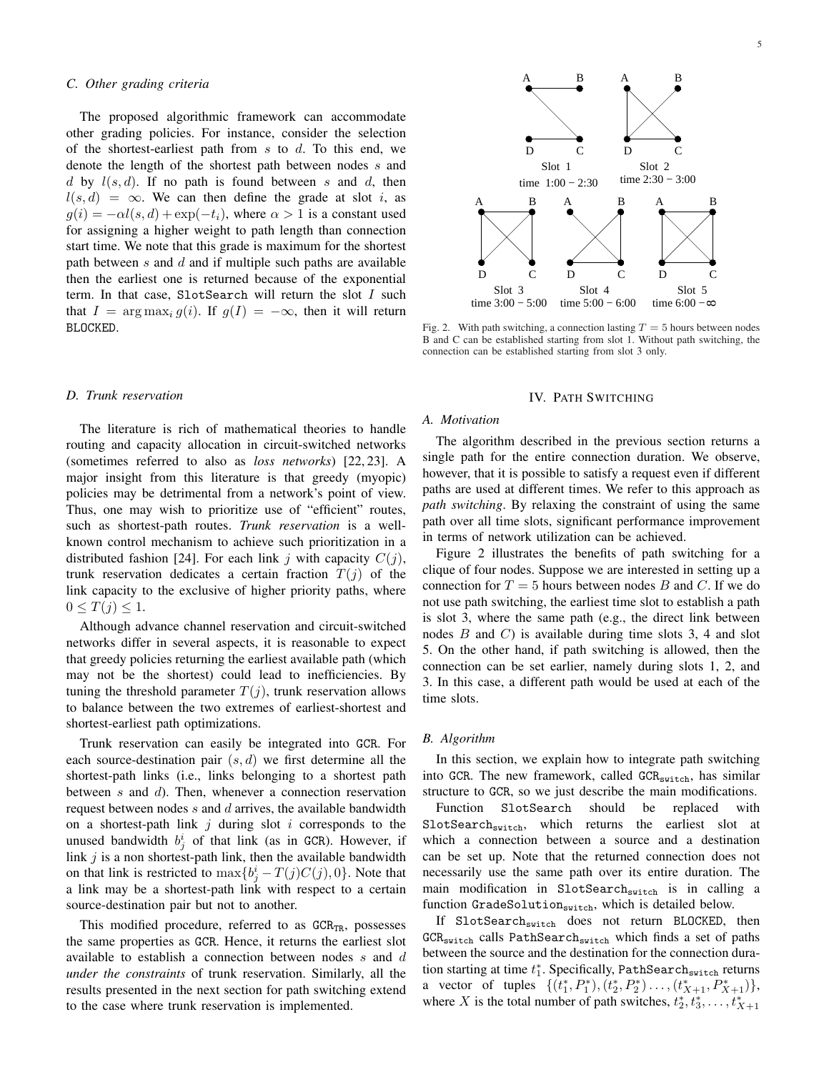### C. Other grading criteria

The proposed algorithmic framework can accommodate other grading policies. For instance, consider the selection of the shortest-earliest path from $s$ to $d$. To this end, we denote the length of the shortest path between nodes $s$ and $d$ by $l(s,d)$. If no path is found between $s$ and $d$, then $l(s,d) = \infty$. We can then define the grade at slot $i$, as $g(i) = -\alpha l(s,d) + \exp(-t_i)$, where $\alpha > 1$ is a constant used for assigning a higher weight to path length than connection start time. We note that this grade is maximum for the shortest path between $s$ and $d$ and if multiple such paths are available then the earliest one is returned because of the exponential term. In that case, SlotSearch will return the slot $I$ such that $I = \arg\max_i g(i)$. If $g(I) = -\infty$, then it will return BLOCKED.

### D. Trunk reservation

The literature is rich of mathematical theories to handle routing and capacity allocation in circuit-switched networks (sometimes referred to also as *loss networks*) [22, 23]. A major insight from this literature is that greedy (myopic) policies may be detrimental from a network's point of view. Thus, one may wish to prioritize use of "efficient" routes, such as shortest-path routes. *Trunk reservation* is a well-known control mechanism to achieve such prioritization in a distributed fashion [24]. For each link $j$ with capacity $C(j)$, trunk reservation dedicates a certain fraction $T(j)$ of the link capacity to the exclusive of higher priority paths, where $0 \leq T(j) \leq 1$.

Although advance channel reservation and circuit-switched networks differ in several aspects, it is reasonable to expect that greedy policies returning the earliest available path (which may not be the shortest) could lead to inefficiencies. By tuning the threshold parameter $T(j)$, trunk reservation allows to balance between the two extremes of earliest-shortest and shortest-earliest path optimizations.

Trunk reservation can easily be integrated into GCR. For each source-destination pair $(s,d)$ we first determine all the shortest-path links (i.e., links belonging to a shortest path between $s$ and $d$). Then, whenever a connection reservation request between nodes $s$ and $d$ arrives, the available bandwidth on a shortest-path link $j$ during slot $i$ corresponds to the unused bandwidth $b_j^i$ of that link (as in GCR). However, if link $j$ is a non shortest-path link, then the available bandwidth on that link is restricted to $\max\{b_j^i - T(j)C(j), 0\}$. Note that a link may be a shortest-path link with respect to a certain source-destination pair but not to another.

This modified procedure, referred to as $\text{GCR}_{\text{TR}}$, possesses the same properties as GCR. Hence, it returns the earliest slot available to establish a connection between nodes $s$ and $d$ *under the constraints* of trunk reservation. Similarly, all the results presented in the next section for path switching extend to the case where trunk reservation is implemented.

A B A B

D C D C

Slot 1 Slot 2

time 1:00 − 2:30 time 2:30 − 3:00

A B A B A B

D C D C D C

Slot 3 Slot 4 Slot 5

time 3:00 − 5:00 time 5:00 − 6:00 time 6:00 − ∞

Fig. 2. With path switching, a connection lasting $T = 5$ hours between nodes B and C can be established starting from slot 1. Without path switching, the connection can be established starting from slot 3 only.

## IV. Path Switching

### A. Motivation

The algorithm described in the previous section returns a single path for the entire connection duration. We observe, however, that it is possible to satisfy a request even if different paths are used at different times. We refer to this approach as *path switching*. By relaxing the constraint of using the same path over all time slots, significant performance improvement in terms of network utilization can be achieved.

Figure 2 illustrates the benefits of path switching for a clique of four nodes. Suppose we are interested in setting up a connection for $T = 5$ hours between nodes $B$ and $C$. If we do not use path switching, the earliest time slot to establish a path is slot 3, where the same path (e.g., the direct link between nodes $B$ and $C$) is available during time slots 3, 4 and slot 5. On the other hand, if path switching is allowed, then the connection can be set earlier, namely during slots 1, 2, and 3. In this case, a different path would be used at each of the time slots.

### B. Algorithm

In this section, we explain how to integrate path switching into GCR. The new framework, called $\text{GCR}_{\text{switch}}$, has similar structure to GCR, so we just describe the main modifications.

Function SlotSearch should be replaced with $\text{SlotSearch}_{\text{switch}}$, which returns the earliest slot at which a connection between a source and a destination can be set up. Note that the returned connection does not necessarily use the same path over its entire duration. The main modification in $\text{SlotSearch}_{\text{switch}}$ is in calling a function $\text{GradeSolution}_{\text{switch}}$, which is detailed below.

If $\text{SlotSearch}_{\text{switch}}$ does not return BLOCKED, then $\text{GCR}_{\text{switch}}$ calls $\text{PathSearch}_{\text{switch}}$ which finds a set of paths between the source and the destination for the connection duration starting at time $t_1^*$. Specifically, $\text{PathSearch}_{\text{switch}}$ returns a vector of tuples $\{(t_1^*, P_1^*), (t_2^*, P_2^*) \ldots, (t_{X+1}^*, P_{X+1}^*)\}$, where $X$ is the total number of path switches, $t_2^*, t_3^*, \ldots, t_{X+1}^*$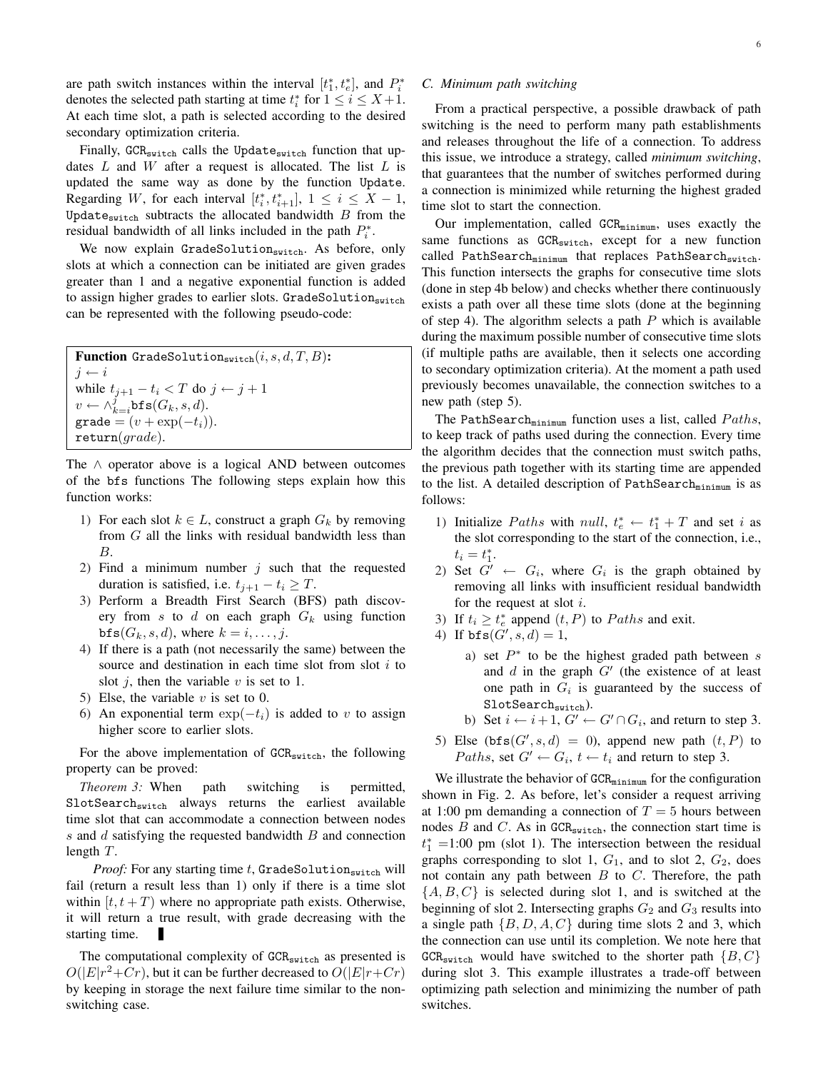are path switch instances within the interval $[t_1^*, t_e^*]$, and $P_i^*$ denotes the selected path starting at time $t_i^*$ for $1 \leq i \leq X+1$. At each time slot, a path is selected according to the desired secondary optimization criteria.

Finally, $\texttt{GCR}_{\texttt{switch}}$ calls the $\texttt{Update}_{\texttt{switch}}$ function that updates $L$ and $W$ after a request is allocated. The list $L$ is updated the same way as done by the function Update. Regarding $W$, for each interval $[t_i^*, t_{i+1}^*]$, $1 \leq i \leq X-1$, $\texttt{Update}_{\texttt{switch}}$ subtracts the allocated bandwidth $B$ from the residual bandwidth of all links included in the path $P_i^*$.

We now explain $\texttt{GradeSolution}_{\texttt{switch}}$. As before, only slots at which a connection can be initiated are given grades greater than 1 and a negative exponential function is added to assign higher grades to earlier slots. $\texttt{GradeSolution}_{\texttt{switch}}$ can be represented with the following pseudo-code:

**Function** $\texttt{GradeSolution}_{\texttt{switch}}(i, s, d, T, B)$**:**
$j \leftarrow i$
while $t_{j+1} - t_i < T$ do $j \leftarrow j+1$
$v \leftarrow \wedge_{k=i}^{j} \texttt{bfs}(G_k, s, d)$.
$\texttt{grade} = (v + \exp(-t_i))$.
$\texttt{return}(grade)$.

The $\wedge$ operator above is a logical AND between outcomes of the bfs functions The following steps explain how this function works:

1) For each slot $k \in L$, construct a graph $G_k$ by removing from $G$ all the links with residual bandwidth less than $B$.
2) Find a minimum number $j$ such that the requested duration is satisfied, i.e. $t_{j+1} - t_i \geq T$.
3) Perform a Breadth First Search (BFS) path discovery from $s$ to $d$ on each graph $G_k$ using function $\texttt{bfs}(G_k, s, d)$, where $k = i, \ldots, j$.
4) If there is a path (not necessarily the same) between the source and destination in each time slot from slot $i$ to slot $j$, then the variable $v$ is set to 1.
5) Else, the variable $v$ is set to 0.
6) An exponential term $\exp(-t_i)$ is added to $v$ to assign higher score to earlier slots.

For the above implementation of $\texttt{GCR}_{\texttt{switch}}$, the following property can be proved:

*Theorem 3:* When path switching is permitted, $\texttt{SlotSearch}_{\texttt{switch}}$ always returns the earliest available time slot that can accommodate a connection between nodes $s$ and $d$ satisfying the requested bandwidth $B$ and connection length $T$.

*Proof:* For any starting time $t$, $\texttt{GradeSolution}_{\texttt{switch}}$ will fail (return a result less than 1) only if there is a time slot within $[t, t+T)$ where no appropriate path exists. Otherwise, it will return a true result, with grade decreasing with the starting time. ∎

The computational complexity of $\texttt{GCR}_{\texttt{switch}}$ as presented is $O(|E|r^2 + Cr)$, but it can be further decreased to $O(|E|r + Cr)$ by keeping in storage the next failure time similar to the non-switching case.

### C. Minimum path switching

From a practical perspective, a possible drawback of path switching is the need to perform many path establishments and releases throughout the life of a connection. To address this issue, we introduce a strategy, called *minimum switching*, that guarantees that the number of switches performed during a connection is minimized while returning the highest graded time slot to start the connection.

Our implementation, called $\texttt{GCR}_{\texttt{minimum}}$, uses exactly the same functions as $\texttt{GCR}_{\texttt{switch}}$, except for a new function called $\texttt{PathSearch}_{\texttt{minimum}}$ that replaces $\texttt{PathSearch}_{\texttt{switch}}$. This function intersects the graphs for consecutive time slots (done in step 4b below) and checks whether there continuously exists a path over all these time slots (done at the beginning of step 4). The algorithm selects a path $P$ which is available during the maximum possible number of consecutive time slots (if multiple paths are available, then it selects one according to secondary optimization criteria). At the moment a path used previously becomes unavailable, the connection switches to a new path (step 5).

The $\texttt{PathSearch}_{\texttt{minimum}}$ function uses a list, called $Paths$, to keep track of paths used during the connection. Every time the algorithm decides that the connection must switch paths, the previous path together with its starting time are appended to the list. A detailed description of $\texttt{PathSearch}_{\texttt{minimum}}$ is as follows:

1) Initialize $Paths$ with $null$, $t_e^* \leftarrow t_1^* + T$ and set $i$ as the slot corresponding to the start of the connection, i.e., $t_i = t_1^*$.
2) Set $G' \leftarrow G_i$, where $G_i$ is the graph obtained by removing all links with insufficient residual bandwidth for the request at slot $i$.
3) If $t_i \geq t_e^*$ append $(t, P)$ to $Paths$ and exit.
4) If $\texttt{bfs}(G', s, d) = 1$,
   a) set $P^*$ to be the highest graded path between $s$ and $d$ in the graph $G'$ (the existence of at least one path in $G_i$ is guaranteed by the success of $\texttt{SlotSearch}_{\texttt{switch}}$).
   b) Set $i \leftarrow i+1$, $G' \leftarrow G' \cap G_i$, and return to step 3.
5) Else ($\texttt{bfs}(G', s, d) = 0$), append new path $(t, P)$ to $Paths$, set $G' \leftarrow G_i$, $t \leftarrow t_i$ and return to step 3.

We illustrate the behavior of $\texttt{GCR}_{\texttt{minimum}}$ for the configuration shown in Fig. 2. As before, let's consider a request arriving at 1:00 pm demanding a connection of $T = 5$ hours between nodes $B$ and $C$. As in $\texttt{GCR}_{\texttt{switch}}$, the connection start time is $t_1^*$ =1:00 pm (slot 1). The intersection between the residual graphs corresponding to slot 1, $G_1$, and to slot 2, $G_2$, does not contain any path between $B$ to $C$. Therefore, the path $\{A, B, C\}$ is selected during slot 1, and is switched at the beginning of slot 2. Intersecting graphs $G_2$ and $G_3$ results into a single path $\{B, D, A, C\}$ during time slots 2 and 3, which the connection can use until its completion. We note here that $\texttt{GCR}_{\texttt{switch}}$ would have switched to the shorter path $\{B, C\}$ during slot 3. This example illustrates a trade-off between optimizing path selection and minimizing the number of path switches.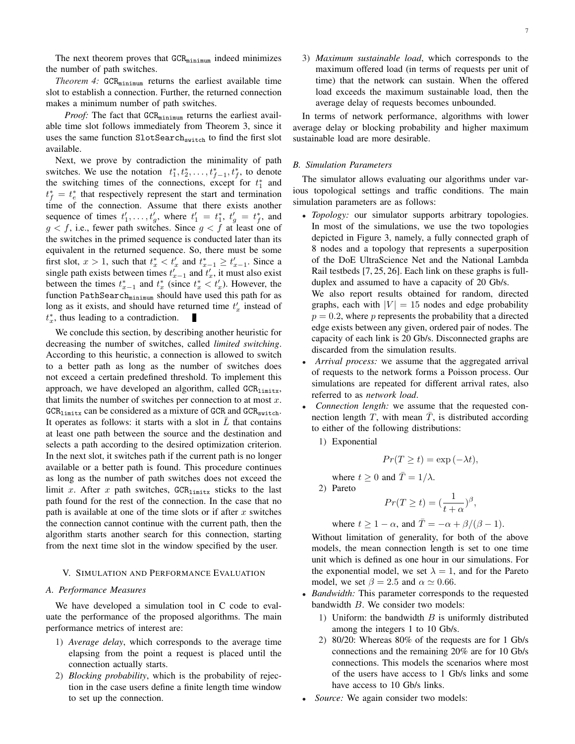The next theorem proves that $\texttt{GCR}_{\texttt{minimum}}$ indeed minimizes the number of path switches.

*Theorem 4:* $\texttt{GCR}_{\texttt{minimum}}$ returns the earliest available time slot to establish a connection. Further, the returned connection makes a minimum number of path switches.

*Proof:* The fact that $\texttt{GCR}_{\texttt{minimum}}$ returns the earliest available time slot follows immediately from Theorem 3, since it uses the same function $\texttt{SlotSearch}_{\texttt{switch}}$ to find the first slot available.

Next, we prove by contradiction the minimality of path switches. We use the notation $t_1^*, t_2^*, \ldots, t_{f-1}^*, t_f^*$, to denote the switching times of the connections, except for $t_1^*$ and $t_f^* = t_e^*$ that respectively represent the start and termination time of the connection. Assume that there exists another sequence of times $t_1', \ldots, t_g'$, where $t_1' = t_1^*$, $t_g' = t_f^*$, and $g < f$, i.e., fewer path switches. Since $g < f$ at least one of the switches in the primed sequence is conducted later than its equivalent in the returned sequence. So, there must be some first slot, $x > 1$, such that $t_x^* < t_x'$ and $t_{x-1}^* \geq t_{x-1}'$. Since a single path exists between times $t_{x-1}'$ and $t_x'$, it must also exist between the times $t_{x-1}^*$ and $t_x^*$ (since $t_x^* < t_x'$). However, the function $\texttt{PathSearch}_{\texttt{minimum}}$ should have used this path for as long as it exists, and should have returned time $t_x'$ instead of $t_x^*$, thus leading to a contradiction. ∎

We conclude this section, by describing another heuristic for decreasing the number of switches, called *limited switching*. According to this heuristic, a connection is allowed to switch to a better path as long as the number of switches does not exceed a certain predefined threshold. To implement this approach, we have developed an algorithm, called $\texttt{GCR}_{\texttt{limitx}}$, that limits the number of switches per connection to at most $x$. $\texttt{GCR}_{\texttt{limitx}}$ can be considered as a mixture of GCR and $\texttt{GCR}_{\texttt{switch}}$. It operates as follows: it starts with a slot in $\bar{L}$ that contains at least one path between the source and the destination and selects a path according to the desired optimization criterion. In the next slot, it switches path if the current path is no longer available or a better path is found. This procedure continues as long as the number of path switches does not exceed the limit $x$. After $x$ path switches, $\texttt{GCR}_{\texttt{limitx}}$ sticks to the last path found for the rest of the connection. In the case that no path is available at one of the time slots or if after $x$ switches the connection cannot continue with the current path, then the algorithm starts another search for this connection, starting from the next time slot in the window specified by the user.

## V. Simulation and Performance Evaluation

### A. Performance Measures

We have developed a simulation tool in C code to evaluate the performance of the proposed algorithms. The main performance metrics of interest are:

1) *Average delay*, which corresponds to the average time elapsing from the point a request is placed until the connection actually starts.
2) *Blocking probability*, which is the probability of rejection in the case users define a finite length time window to set up the connection.
3) *Maximum sustainable load*, which corresponds to the maximum offered load (in terms of requests per unit of time) that the network can sustain. When the offered load exceeds the maximum sustainable load, then the average delay of requests becomes unbounded.

In terms of network performance, algorithms with lower average delay or blocking probability and higher maximum sustainable load are more desirable.

### B. Simulation Parameters

The simulator allows evaluating our algorithms under various topological settings and traffic conditions. The main simulation parameters are as follows:

- *Topology:* our simulator supports arbitrary topologies. In most of the simulations, we use the two topologies depicted in Figure 3, namely, a fully connected graph of 8 nodes and a topology that represents a superposition of the DoE UltraScience Net and the National Lambda Rail testbeds [7, 25, 26]. Each link on these graphs is full-duplex and assumed to have a capacity of 20 Gb/s.
  We also report results obtained for random, directed graphs, each with $|V| = 15$ nodes and edge probability $p = 0.2$, where $p$ represents the probability that a directed edge exists between any given, ordered pair of nodes. The capacity of each link is 20 Gb/s. Disconnected graphs are discarded from the simulation results.
- *Arrival process:* we assume that the aggregated arrival of requests to the network forms a Poisson process. Our simulations are repeated for different arrival rates, also referred to as *network load*.
- *Connection length:* we assume that the requested connection length $T$, with mean $\bar{T}$, is distributed according to either of the following distributions:
  1) Exponential
  $$Pr(T \geq t) = \exp(-\lambda t),$$
  where $t \geq 0$ and $\bar{T} = 1/\lambda$.
  2) Pareto
  $$Pr(T \geq t) = (\frac{1}{t + \alpha})^{\beta},$$
  where $t \geq 1 - \alpha$, and $\bar{T} = -\alpha + \beta/(\beta - 1)$.

  Without limitation of generality, for both of the above models, the mean connection length is set to one time unit which is defined as one hour in our simulations. For the exponential model, we set $\lambda = 1$, and for the Pareto model, we set $\beta = 2.5$ and $\alpha \simeq 0.66$.
- *Bandwidth:* This parameter corresponds to the requested bandwidth $B$. We consider two models:
  1) Uniform: the bandwidth $B$ is uniformly distributed among the integers 1 to 10 Gb/s.
  2) 80/20: Whereas 80% of the requests are for 1 Gb/s connections and the remaining 20% are for 10 Gb/s connections. This models the scenarios where most of the users have access to 1 Gb/s links and some have access to 10 Gb/s links.
- *Source:* We again consider two models: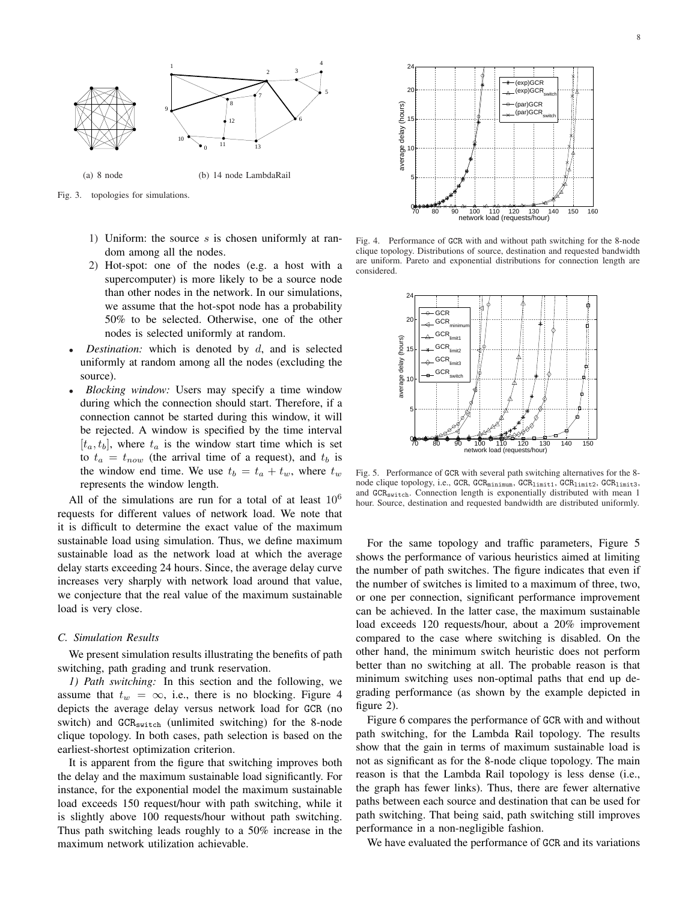(a) 8 node

(b) 14 node LambdaRail

Fig. 3. topologies for simulations.

1) Uniform: the source $s$ is chosen uniformly at random among all the nodes.
2) Hot-spot: one of the nodes (e.g. a host with a supercomputer) is more likely to be a source node than other nodes in the network. In our simulations, we assume that the hot-spot node has a probability 50% to be selected. Otherwise, one of the other nodes is selected uniformly at random.

- *Destination:* which is denoted by $d$, and is selected uniformly at random among all the nodes (excluding the source).
- *Blocking window:* Users may specify a time window during which the connection should start. Therefore, if a connection cannot be started during this window, it will be rejected. A window is specified by the time interval $[t_a, t_b]$, where $t_a$ is the window start time which is set to $t_a = t_{now}$ (the arrival time of a request), and $t_b$ is the window end time. We use $t_b = t_a + t_w$, where $t_w$ represents the window length.

All of the simulations are run for a total of at least $10^6$ requests for different values of network load. We note that it is difficult to determine the exact value of the maximum sustainable load using simulation. Thus, we define maximum sustainable load as the network load at which the average delay starts exceeding 24 hours. Since, the average delay curve increases very sharply with network load around that value, we conjecture that the real value of the maximum sustainable load is very close.

### C. Simulation Results

We present simulation results illustrating the benefits of path switching, path grading and trunk reservation.

*1) Path switching:* In this section and the following, we assume that $t_w = \infty$, i.e., there is no blocking. Figure 4 depicts the average delay versus network load for GCR (no switch) and $\text{GCR}_{\text{switch}}$ (unlimited switching) for the 8-node clique topology. In both cases, path selection is based on the earliest-shortest optimization criterion.

It is apparent from the figure that switching improves both the delay and the maximum sustainable load significantly. For instance, for the exponential model the maximum sustainable load exceeds 150 request/hour with path switching, while it is slightly above 100 requests/hour without path switching. Thus path switching leads roughly to a 50% increase in the maximum network utilization achievable.

Fig. 4. Performance of GCR with and without path switching for the 8-node clique topology. Distributions of source, destination and requested bandwidth are uniform. Pareto and exponential distributions for connection length are considered.

Fig. 5. Performance of GCR with several path switching alternatives for the 8-node clique topology, i.e., GCR, $\text{GCR}_{\text{minimum}}$, $\text{GCR}_{\text{limit1}}$, $\text{GCR}_{\text{limit2}}$, $\text{GCR}_{\text{limit3}}$, and $\text{GCR}_{\text{switch}}$. Connection length is exponentially distributed with mean 1 hour. Source, destination and requested bandwidth are distributed uniformly.

For the same topology and traffic parameters, Figure 5 shows the performance of various heuristics aimed at limiting the number of path switches. The figure indicates that even if the number of switches is limited to a maximum of three, two, or one per connection, significant performance improvement can be achieved. In the latter case, the maximum sustainable load exceeds 120 requests/hour, about a 20% improvement compared to the case where switching is disabled. On the other hand, the minimum switch heuristic does not perform better than no switching at all. The probable reason is that minimum switching uses non-optimal paths that end up degrading performance (as shown by the example depicted in figure 2).

Figure 6 compares the performance of GCR with and without path switching, for the Lambda Rail topology. The results show that the gain in terms of maximum sustainable load is not as significant as for the 8-node clique topology. The main reason is that the Lambda Rail topology is less dense (i.e., the graph has fewer links). Thus, there are fewer alternative paths between each source and destination that can be used for path switching. That being said, path switching still improves performance in a non-negligible fashion.

We have evaluated the performance of GCR and its variations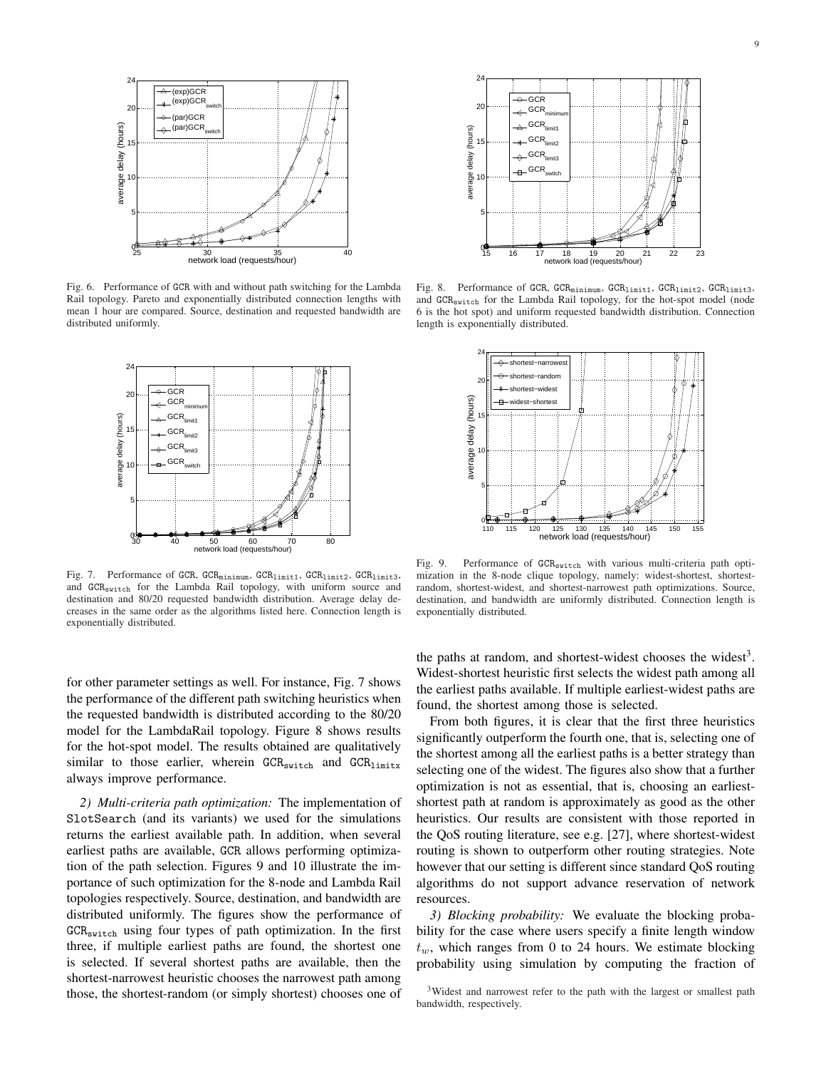24
20
15
10
5
0
25
30
35
40
average delay (hours)
network load (requests/hour)
(exp)GCR
(exp)GCR_switch
(par)GCR
(par)GCR_switch

Fig. 6. Performance of GCR with and without path switching for the Lambda Rail topology. Pareto and exponentially distributed connection lengths with mean 1 hour are compared. Source, destination and requested bandwidth are distributed uniformly.

24
20
15
10
5
0
15
16
17
18
19
20
21
22
23
average delay (hours)
network load (requests/hour)
GCR
GCR_minimum
GCR_limit1
GCR_limit2
GCR_limit3
GCR_switch

Fig. 8. Performance of GCR, $\texttt{GCR}_{\texttt{minimum}}$, $\texttt{GCR}_{\texttt{limit1}}$, $\texttt{GCR}_{\texttt{limit2}}$, $\texttt{GCR}_{\texttt{limit3}}$, and $\texttt{GCR}_{\texttt{switch}}$ for the Lambda Rail topology, for the hot-spot model (node 6 is the hot spot) and uniform requested bandwidth distribution. Connection length is exponentially distributed.

24
20
15
10
5
0
30
40
50
60
70
80
average delay (hours)
network load (requests/hour)
GCR
GCR_minimum
GCR_limit1
GCR_limit2
GCR_limit3
GCR_switch

Fig. 7. Performance of GCR, $\texttt{GCR}_{\texttt{minimum}}$, $\texttt{GCR}_{\texttt{limit1}}$, $\texttt{GCR}_{\texttt{limit2}}$, $\texttt{GCR}_{\texttt{limit3}}$, and $\texttt{GCR}_{\texttt{switch}}$ for the Lambda Rail topology, with uniform source and destination and 80/20 requested bandwidth distribution. Average delay decreases in the same order as the algorithms listed here. Connection length is exponentially distributed.

24
20
15
10
5
0
110
115
120
125
130
135
140
145
150
155
average delay (hours)
network load (requests/hour)
shortest−narrowest
shortest−random
shortest−widest
widest−shortest

Fig. 9. Performance of $\texttt{GCR}_{\texttt{switch}}$ with various multi-criteria path optimization in the 8-node clique topology, namely: widest-shortest, shortest-random, shortest-widest, and shortest-narrowest path optimizations. Source, destination, and bandwidth are uniformly distributed. Connection length is exponentially distributed.

for other parameter settings as well. For instance, Fig. 7 shows the performance of the different path switching heuristics when the requested bandwidth is distributed according to the 80/20 model for the LambdaRail topology. Figure 8 shows results for the hot-spot model. The results obtained are qualitatively similar to those earlier, wherein $\texttt{GCR}_{\texttt{switch}}$ and $\texttt{GCR}_{\texttt{limitx}}$ always improve performance.

*2) Multi-criteria path optimization:* The implementation of SlotSearch (and its variants) we used for the simulations returns the earliest available path. In addition, when several earliest paths are available, GCR allows performing optimization of the path selection. Figures 9 and 10 illustrate the importance of such optimization for the 8-node and Lambda Rail topologies respectively. Source, destination, and bandwidth are distributed uniformly. The figures show the performance of $\texttt{GCR}_{\texttt{switch}}$ using four types of path optimization. In the first three, if multiple earliest paths are found, the shortest one is selected. If several shortest paths are available, then the shortest-narrowest heuristic chooses the narrowest path among those, the shortest-random (or simply shortest) chooses one of the paths at random, and shortest-widest chooses the widest[3]. Widest-shortest heuristic first selects the widest path among all the earliest paths available. If multiple earliest-widest paths are found, the shortest among those is selected.

From both figures, it is clear that the first three heuristics significantly outperform the fourth one, that is, selecting one of the shortest among all the earliest paths is a better strategy than selecting one of the widest. The figures also show that a further optimization is not as essential, that is, choosing an earliest-shortest path at random is approximately as good as the other heuristics. Our results are consistent with those reported in the QoS routing literature, see e.g. [27], where shortest-widest routing is shown to outperform other routing strategies. Note however that our setting is different since standard QoS routing algorithms do not support advance reservation of network resources.

*3) Blocking probability:* We evaluate the blocking probability for the case where users specify a finite length window $t_w$, which ranges from 0 to 24 hours. We estimate blocking probability using simulation by computing the fraction of

[3]Widest and narrowest refer to the path with the largest or smallest path bandwidth, respectively.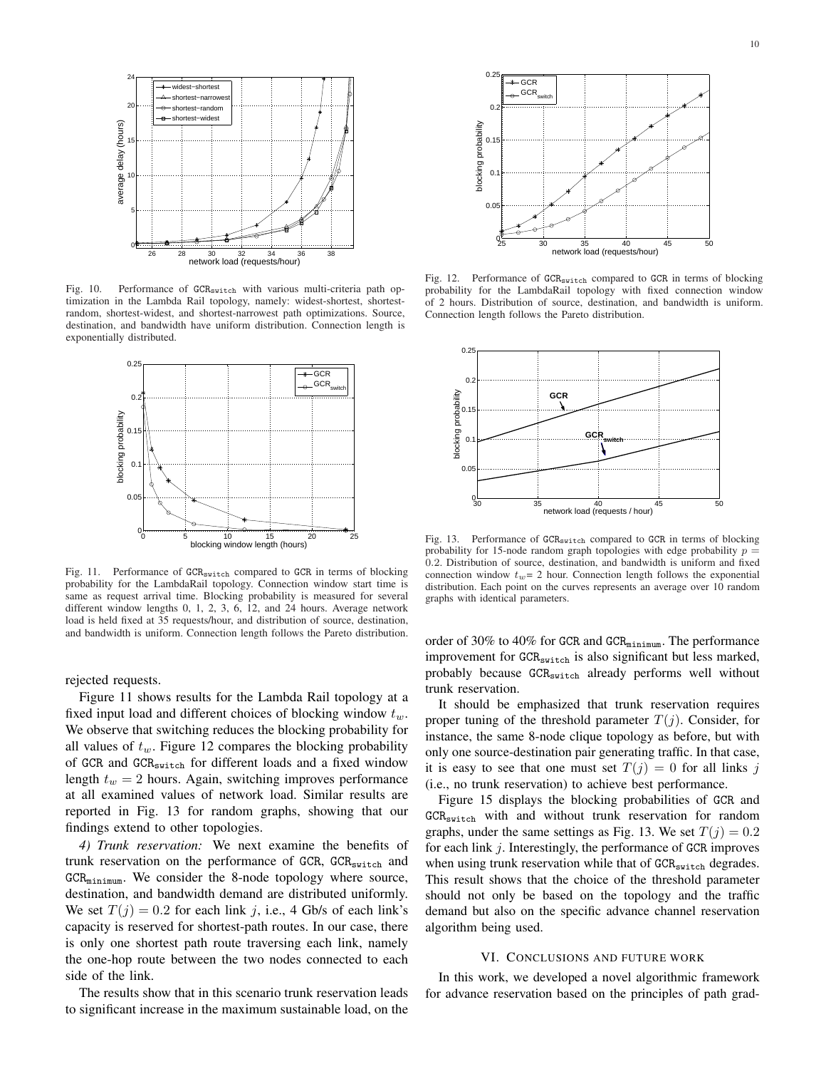average delay (hours)

network load (requests/hour)

widest−shortest
shortest−narrowest
shortest−random
shortest−widest

Fig. 10. Performance of $\texttt{GCR}_{\texttt{switch}}$ with various multi-criteria path optimization in the Lambda Rail topology, namely: widest-shortest, shortest-random, shortest-widest, and shortest-narrowest path optimizations. Source, destination, and bandwidth have uniform distribution. Connection length is exponentially distributed.

blocking probability

blocking window length (hours)

GCR
$\text{GCR}_{\text{switch}}$

Fig. 11. Performance of $\texttt{GCR}_{\texttt{switch}}$ compared to GCR in terms of blocking probability for the LambdaRail topology. Connection window start time is same as request arrival time. Blocking probability is measured for several different window lengths 0, 1, 2, 3, 6, 12, and 24 hours. Average network load is held fixed at 35 requests/hour, and distribution of source, destination, and bandwidth is uniform. Connection length follows the Pareto distribution.

blocking probability

network load (requests/hour)

GCR
$\text{GCR}_{\text{switch}}$

Fig. 12. Performance of $\texttt{GCR}_{\texttt{switch}}$ compared to GCR in terms of blocking probability for the LambdaRail topology with fixed connection window of 2 hours. Distribution of source, destination, and bandwidth is uniform. Connection length follows the Pareto distribution.

blocking probability

network load (requests / hour)

GCR
$\text{GCR}_{\text{switch}}$

Fig. 13. Performance of $\texttt{GCR}_{\texttt{switch}}$ compared to GCR in terms of blocking probability for 15-node random graph topologies with edge probability $p = 0.2$. Distribution of source, destination, and bandwidth is uniform and fixed connection window $t_w$= 2 hour. Connection length follows the exponential distribution. Each point on the curves represents an average over 10 random graphs with identical parameters.

rejected requests.

Figure 11 shows results for the Lambda Rail topology at a fixed input load and different choices of blocking window $t_w$. We observe that switching reduces the blocking probability for all values of $t_w$. Figure 12 compares the blocking probability of GCR and $\texttt{GCR}_{\texttt{switch}}$ for different loads and a fixed window length $t_w = 2$ hours. Again, switching improves performance at all examined values of network load. Similar results are reported in Fig. 13 for random graphs, showing that our findings extend to other topologies.

*4) Trunk reservation:* We next examine the benefits of trunk reservation on the performance of GCR, $\texttt{GCR}_{\texttt{switch}}$ and $\texttt{GCR}_{\texttt{minimum}}$. We consider the 8-node topology where source, destination, and bandwidth demand are distributed uniformly. We set $T(j) = 0.2$ for each link $j$, i.e., 4 Gb/s of each link's capacity is reserved for shortest-path routes. In our case, there is only one shortest path route traversing each link, namely the one-hop route between the two nodes connected to each side of the link.

The results show that in this scenario trunk reservation leads to significant increase in the maximum sustainable load, on the order of 30% to 40% for GCR and $\texttt{GCR}_{\texttt{minimum}}$. The performance improvement for $\texttt{GCR}_{\texttt{switch}}$ is also significant but less marked, probably because $\texttt{GCR}_{\texttt{switch}}$ already performs well without trunk reservation.

It should be emphasized that trunk reservation requires proper tuning of the threshold parameter $T(j)$. Consider, for instance, the same 8-node clique topology as before, but with only one source-destination pair generating traffic. In that case, it is easy to see that one must set $T(j) = 0$ for all links $j$ (i.e., no trunk reservation) to achieve best performance.

Figure 15 displays the blocking probabilities of GCR and $\texttt{GCR}_{\texttt{switch}}$ with and without trunk reservation for random graphs, under the same settings as Fig. 13. We set $T(j) = 0.2$ for each link $j$. Interestingly, the performance of GCR improves when using trunk reservation while that of $\texttt{GCR}_{\texttt{switch}}$ degrades. This result shows that the choice of the threshold parameter should not only be based on the topology and the traffic demand but also on the specific advance channel reservation algorithm being used.

## VI. Conclusions and Future Work

In this work, we developed a novel algorithmic framework for advance reservation based on the principles of path grad-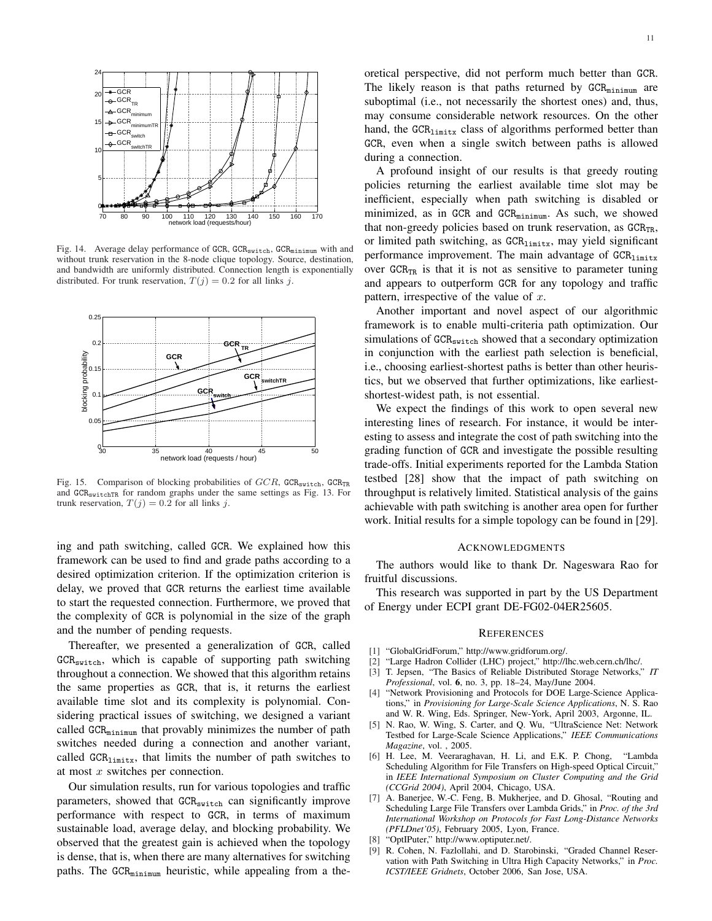24

20

15

10

5

0

70 80 90 100 110 120 130 140 150 160 170

network load (requests/hour)

GCR
$GCR_{TR}$
$GCR_{minimum}$
$GCR_{minimumTR}$
$GCR_{switch}$
$GCR_{switchTR}$

Fig. 14. Average delay performance of GCR, $GCR_{switch}$, $GCR_{minimum}$ with and without trunk reservation in the 8-node clique topology. Source, destination, and bandwidth are uniformly distributed. Connection length is exponentially distributed. For trunk reservation, $T(j) = 0.2$ for all links $j$.

blocking probability

0.25

0.2

0.15

0.1

0.05

0

30 35 40 45 50

network load (requests / hour)

GCR
$GCR_{TR}$
$GCR_{switchTR}$
$GCR_{switch}$

Fig. 15. Comparison of blocking probabilities of $GCR$, $GCR_{switch}$, $GCR_{TR}$ and $GCR_{switchTR}$ for random graphs under the same settings as Fig. 13. For trunk reservation, $T(j) = 0.2$ for all links $j$.

ing and path switching, called GCR. We explained how this framework can be used to find and grade paths according to a desired optimization criterion. If the optimization criterion is delay, we proved that GCR returns the earliest time available to start the requested connection. Furthermore, we proved that the complexity of GCR is polynomial in the size of the graph and the number of pending requests.

Thereafter, we presented a generalization of GCR, called $GCR_{switch}$, which is capable of supporting path switching throughout a connection. We showed that this algorithm retains the same properties as GCR, that is, it returns the earliest available time slot and its complexity is polynomial. Considering practical issues of switching, we designed a variant called $GCR_{minimum}$ that provably minimizes the number of path switches needed during a connection and another variant, called $GCR_{limitx}$, that limits the number of path switches to at most $x$ switches per connection.

Our simulation results, run for various topologies and traffic parameters, showed that $GCR_{switch}$ can significantly improve performance with respect to GCR, in terms of maximum sustainable load, average delay, and blocking probability. We observed that the greatest gain is achieved when the topology is dense, that is, when there are many alternatives for switching paths. The $GCR_{minimum}$ heuristic, while appealing from a theoretical perspective, did not perform much better than GCR. The likely reason is that paths returned by $GCR_{minimum}$ are suboptimal (i.e., not necessarily the shortest ones) and, thus, may consume considerable network resources. On the other hand, the $GCR_{limitx}$ class of algorithms performed better than GCR, even when a single switch between paths is allowed during a connection.

A profound insight of our results is that greedy routing policies returning the earliest available time slot may be inefficient, especially when path switching is disabled or minimized, as in GCR and $GCR_{minimum}$. As such, we showed that non-greedy policies based on trunk reservation, as $GCR_{TR}$, or limited path switching, as $GCR_{limitx}$, may yield significant performance improvement. The main advantage of $GCR_{limitx}$ over $GCR_{TR}$ is that it is not as sensitive to parameter tuning and appears to outperform GCR for any topology and traffic pattern, irrespective of the value of $x$.

Another important and novel aspect of our algorithmic framework is to enable multi-criteria path optimization. Our simulations of $GCR_{switch}$ showed that a secondary optimization in conjunction with the earliest path selection is beneficial, i.e., choosing earliest-shortest paths is better than other heuristics, but we observed that further optimizations, like earliest-shortest-widest path, is not essential.

We expect the findings of this work to open several new interesting lines of research. For instance, it would be interesting to assess and integrate the cost of path switching into the grading function of GCR and investigate the possible resulting trade-offs. Initial experiments reported for the Lambda Station testbed [28] show that the impact of path switching on throughput is relatively limited. Statistical analysis of the gains achievable with path switching is another area open for further work. Initial results for a simple topology can be found in [29].

## Acknowledgments

The authors would like to thank Dr. Nageswara Rao for fruitful discussions.

This research was supported in part by the US Department of Energy under ECPI grant DE-FG02-04ER25605.

## References

[1] "GlobalGridForum," http://www.gridforum.org/.

[2] "Large Hadron Collider (LHC) project," http://lhc.web.cern.ch/lhc/.

[3] T. Jepsen, "The Basics of Reliable Distributed Storage Networks," *IT Professional*, vol. **6**, no. 3, pp. 18–24, May/June 2004.

[4] "Network Provisioning and Protocols for DOE Large-Science Applications," in *Provisioning for Large-Scale Science Applications*, N. S. Rao and W. R. Wing, Eds. Springer, New-York, April 2003, Argonne, IL.

[5] N. Rao, W. Wing, S. Carter, and Q. Wu, "UltraScience Net: Network Testbed for Large-Scale Science Applications," *IEEE Communications Magazine*, vol. , 2005.

[6] H. Lee, M. Veeraraghavan, H. Li, and E.K. P. Chong, "Lambda Scheduling Algorithm for File Transfers on High-speed Optical Circuit," in *IEEE International Symposium on Cluster Computing and the Grid (CCGrid 2004)*, April 2004, Chicago, USA.

[7] A. Banerjee, W.-C. Feng, B. Mukherjee, and D. Ghosal, "Routing and Scheduling Large File Transfers over Lambda Grids," in *Proc. of the 3rd International Workshop on Protocols for Fast Long-Distance Networks (PFLDnet'05)*, February 2005, Lyon, France.

[8] "OptIPuter," http://www.optiputer.net/.

[9] R. Cohen, N. Fazlollahi, and D. Starobinski, "Graded Channel Reservation with Path Switching in Ultra High Capacity Networks," in *Proc. ICST/IEEE Gridnets*, October 2006, San Jose, USA.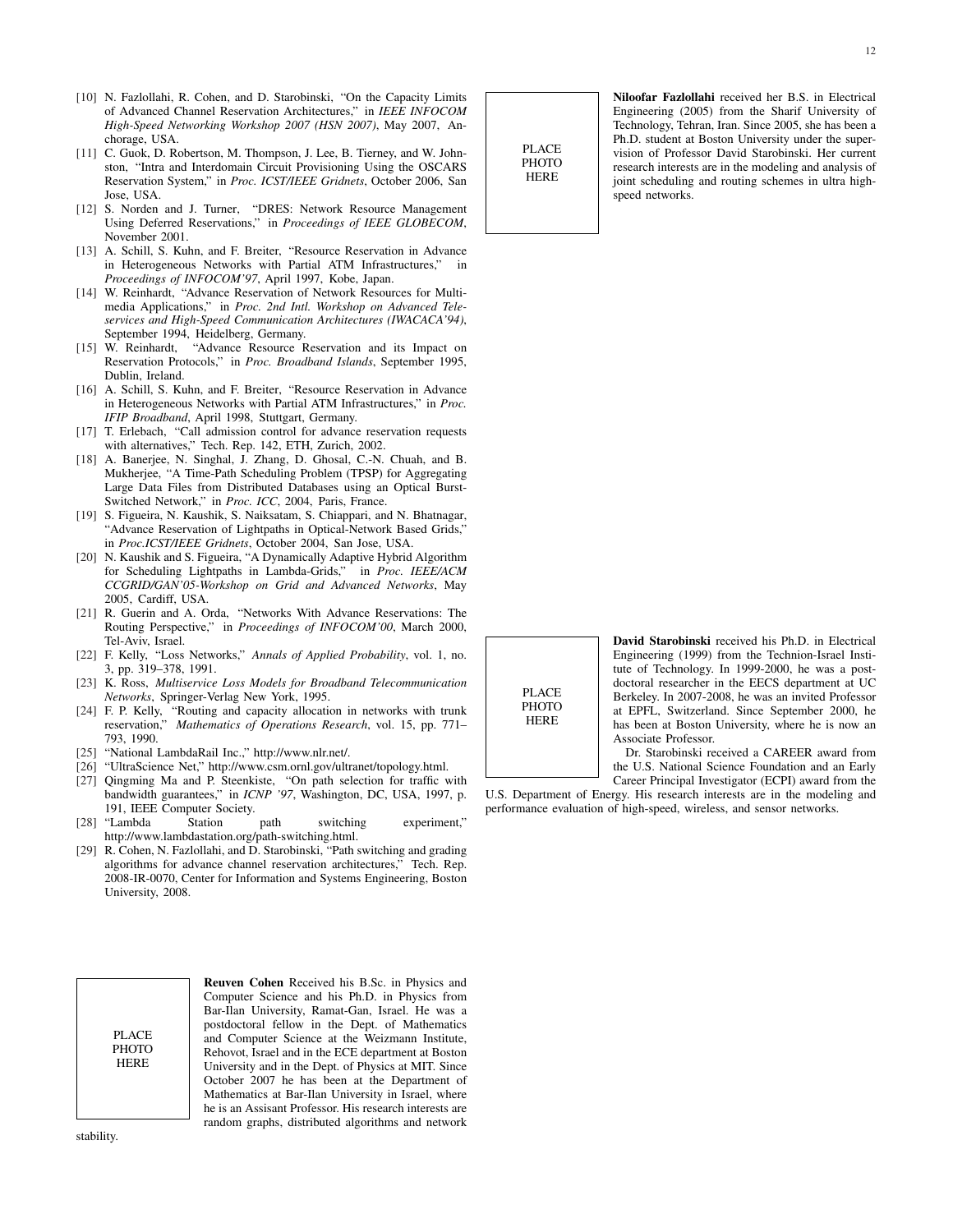[10] N. Fazlollahi, R. Cohen, and D. Starobinski, "On the Capacity Limits of Advanced Channel Reservation Architectures," in *IEEE INFOCOM High-Speed Networking Workshop 2007 (HSN 2007)*, May 2007, Anchorage, USA.

[11] C. Guok, D. Robertson, M. Thompson, J. Lee, B. Tierney, and W. Johnston, "Intra and Interdomain Circuit Provisioning Using the OSCARS Reservation System," in *Proc. ICST/IEEE Gridnets*, October 2006, San Jose, USA.

[12] S. Norden and J. Turner, "DRES: Network Resource Management Using Deferred Reservations," in *Proceedings of IEEE GLOBECOM*, November 2001.

[13] A. Schill, S. Kuhn, and F. Breiter, "Resource Reservation in Advance in Heterogeneous Networks with Partial ATM Infrastructures," in *Proceedings of INFOCOM'97*, April 1997, Kobe, Japan.

[14] W. Reinhardt, "Advance Reservation of Network Resources for Multimedia Applications," in *Proc. 2nd Intl. Workshop on Advanced Teleservices and High-Speed Communication Architectures (IWACACA'94)*, September 1994, Heidelberg, Germany.

[15] W. Reinhardt, "Advance Resource Reservation and its Impact on Reservation Protocols," in *Proc. Broadband Islands*, September 1995, Dublin, Ireland.

[16] A. Schill, S. Kuhn, and F. Breiter, "Resource Reservation in Advance in Heterogeneous Networks with Partial ATM Infrastructures," in *Proc. IFIP Broadband*, April 1998, Stuttgart, Germany.

[17] T. Erlebach, "Call admission control for advance reservation requests with alternatives," Tech. Rep. 142, ETH, Zurich, 2002.

[18] A. Banerjee, N. Singhal, J. Zhang, D. Ghosal, C.-N. Chuah, and B. Mukherjee, "A Time-Path Scheduling Problem (TPSP) for Aggregating Large Data Files from Distributed Databases using an Optical Burst-Switched Network," in *Proc. ICC*, 2004, Paris, France.

[19] S. Figueira, N. Kaushik, S. Naiksatam, S. Chiappari, and N. Bhatnagar, "Advance Reservation of Lightpaths in Optical-Network Based Grids," in *Proc.ICST/IEEE Gridnets*, October 2004, San Jose, USA.

[20] N. Kaushik and S. Figueira, "A Dynamically Adaptive Hybrid Algorithm for Scheduling Lightpaths in Lambda-Grids," in *Proc. IEEE/ACM CCGRID/GAN'05-Workshop on Grid and Advanced Networks*, May 2005, Cardiff, USA.

[21] R. Guerin and A. Orda, "Networks With Advance Reservations: The Routing Perspective," in *Proceedings of INFOCOM'00*, March 2000, Tel-Aviv, Israel.

[22] F. Kelly, "Loss Networks," *Annals of Applied Probability*, vol. 1, no. 3, pp. 319–378, 1991.

[23] K. Ross, *Multiservice Loss Models for Broadband Telecommunication Networks*, Springer-Verlag New York, 1995.

[24] F. P. Kelly, "Routing and capacity allocation in networks with trunk reservation," *Mathematics of Operations Research*, vol. 15, pp. 771–793, 1990.

[25] "National LambdaRail Inc.," http://www.nlr.net/.

[26] "UltraScience Net," http://www.csm.ornl.gov/ultranet/topology.html.

[27] Qingming Ma and P. Steenkiste, "On path selection for traffic with bandwidth guarantees," in *ICNP '97*, Washington, DC, USA, 1997, p. 191, IEEE Computer Society.

[28] "Lambda Station path switching experiment," http://www.lambdastation.org/path-switching.html.

[29] R. Cohen, N. Fazlollahi, and D. Starobinski, "Path switching and grading algorithms for advance channel reservation architectures," Tech. Rep. 2008-IR-0070, Center for Information and Systems Engineering, Boston University, 2008.

PLACE PHOTO HERE

**Reuven Cohen** Received his B.Sc. in Physics and Computer Science and his Ph.D. in Physics from Bar-Ilan University, Ramat-Gan, Israel. He was a postdoctoral fellow in the Dept. of Mathematics and Computer Science at the Weizmann Institute, Rehovot, Israel and in the ECE department at Boston University and in the Dept. of Physics at MIT. Since October 2007 he has been at the Department of Mathematics at Bar-Ilan University in Israel, where he is an Assisant Professor. His research interests are random graphs, distributed algorithms and network stability.

PLACE PHOTO HERE

**Niloofar Fazlollahi** received her B.S. in Electrical Engineering (2005) from the Sharif University of Technology, Tehran, Iran. Since 2005, she has been a Ph.D. student at Boston University under the supervision of Professor David Starobinski. Her current research interests are in the modeling and analysis of joint scheduling and routing schemes in ultra high-speed networks.

PLACE PHOTO HERE

**David Starobinski** received his Ph.D. in Electrical Engineering (1999) from the Technion-Israel Institute of Technology. In 1999-2000, he was a post-doctoral researcher in the EECS department at UC Berkeley. In 2007-2008, he was an invited Professor at EPFL, Switzerland. Since September 2000, he has been at Boston University, where he is now an Associate Professor.

Dr. Starobinski received a CAREER award from the U.S. National Science Foundation and an Early Career Principal Investigator (ECPI) award from the U.S. Department of Energy. His research interests are in the modeling and performance evaluation of high-speed, wireless, and sensor networks.